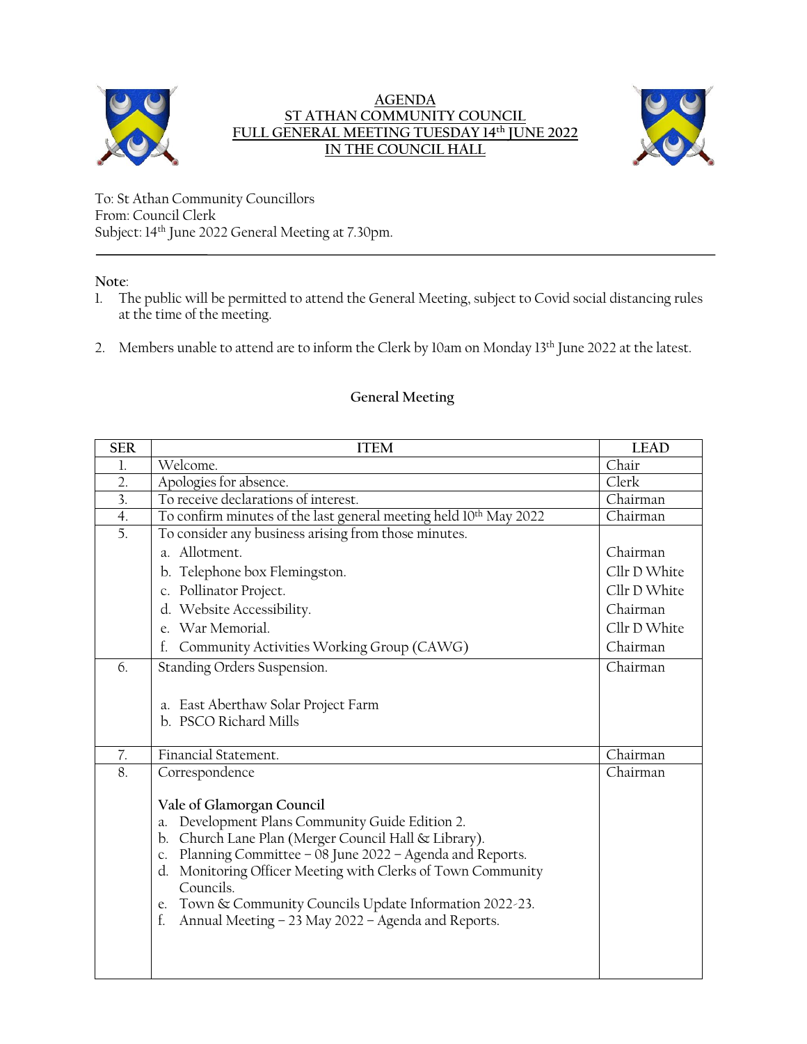# AGENDA
## ST ATHAN COMMUNITY COUNCIL
## FULL GENERAL MEETING TUESDAY 14th JUNE 2022
## IN THE COUNCIL HALL

To: St Athan Community Councillors
From: Council Clerk
Subject: 14th June 2022 General Meeting at 7.30pm.

---

**Note**:

1. The public will be permitted to attend the General Meeting, subject to Covid social distancing rules at the time of the meeting.

2. Members unable to attend are to inform the Clerk by 10am on Monday 13th June 2022 at the latest.

### General Meeting

| SER | ITEM | LEAD |
|---|---|---|
| 1. | Welcome. | Chair |
| 2. | Apologies for absence. | Clerk |
| 3. | To receive declarations of interest. | Chairman |
| 4. | To confirm minutes of the last general meeting held 10th May 2022 | Chairman |
| 5. | To consider any business arising from those minutes.<br>a. Allotment.<br>b. Telephone box Flemingston.<br>c. Pollinator Project.<br>d. Website Accessibility.<br>e. War Memorial.<br>f. Community Activities Working Group (CAWG) | <br>Chairman<br>Cllr D White<br>Cllr D White<br>Chairman<br>Cllr D White<br>Chairman |
| 6. | Standing Orders Suspension.<br>a. East Aberthaw Solar Project Farm<br>b. PSCO Richard Mills | Chairman |
| 7. | Financial Statement. | Chairman |
| 8. | Correspondence<br>**Vale of Glamorgan Council**<br>a. Development Plans Community Guide Edition 2.<br>b. Church Lane Plan (Merger Council Hall & Library).<br>c. Planning Committee – 08 June 2022 – Agenda and Reports.<br>d. Monitoring Officer Meeting with Clerks of Town Community Councils.<br>e. Town & Community Councils Update Information 2022-23.<br>f. Annual Meeting – 23 May 2022 – Agenda and Reports. | Chairman |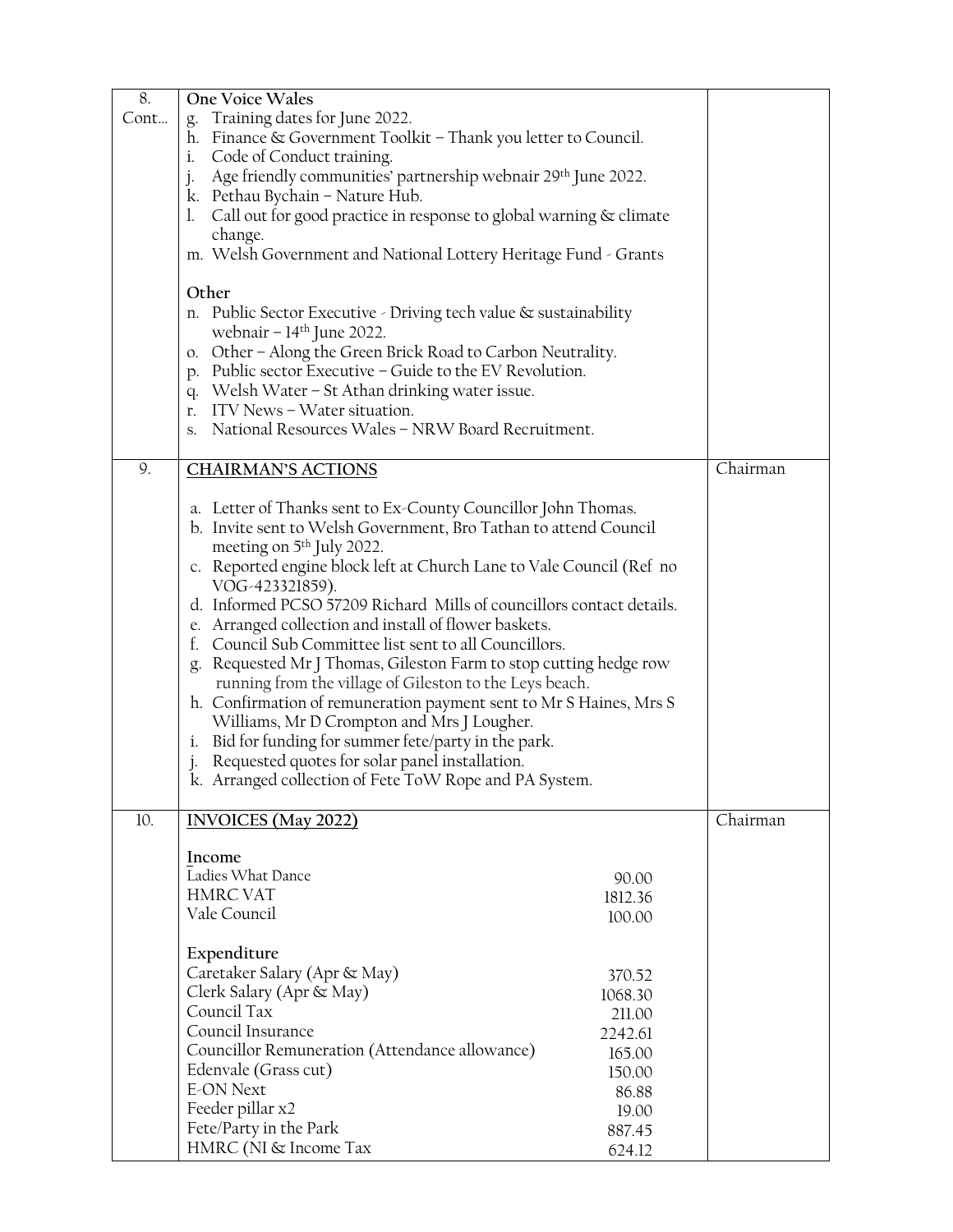| | | |
|---|---|---|
| 8. Cont… | **One Voice Wales**<br>g. Training dates for June 2022.<br>h. Finance & Government Toolkit – Thank you letter to Council.<br>i. Code of Conduct training.<br>j. Age friendly communities' partnership webnair 29th June 2022.<br>k. Pethau Bychain – Nature Hub.<br>l. Call out for good practice in response to global warning & climate change.<br>m. Welsh Government and National Lottery Heritage Fund - Grants<br><br>**Other**<br>n. Public Sector Executive - Driving tech value & sustainability webnair – 14th June 2022.<br>o. Other – Along the Green Brick Road to Carbon Neutrality.<br>p. Public sector Executive – Guide to the EV Revolution.<br>q. Welsh Water – St Athan drinking water issue.<br>r. ITV News – Water situation.<br>s. National Resources Wales – NRW Board Recruitment. | |
| 9. | **CHAIRMAN'S ACTIONS**<br><br>a. Letter of Thanks sent to Ex-County Councillor John Thomas.<br>b. Invite sent to Welsh Government, Bro Tathan to attend Council meeting on 5th July 2022.<br>c. Reported engine block left at Church Lane to Vale Council (Ref no VOG-423321859).<br>d. Informed PCSO 57209 Richard Mills of councillors contact details.<br>e. Arranged collection and install of flower baskets.<br>f. Council Sub Committee list sent to all Councillors.<br>g. Requested Mr J Thomas, Gileston Farm to stop cutting hedge row running from the village of Gileston to the Leys beach.<br>h. Confirmation of remuneration payment sent to Mr S Haines, Mrs S Williams, Mr D Crompton and Mrs J Lougher.<br>i. Bid for funding for summer fete/party in the park.<br>j. Requested quotes for solar panel installation.<br>k. Arranged collection of Fete ToW Rope and PA System. | Chairman |
| 10. | **INVOICES (May 2022)**<br><br>**Income**<br>Ladies What Dance 90.00<br>HMRC VAT 1812.36<br>Vale Council 100.00<br><br>**Expenditure**<br>Caretaker Salary (Apr & May) 370.52<br>Clerk Salary (Apr & May) 1068.30<br>Council Tax 211.00<br>Council Insurance 2242.61<br>Councillor Remuneration (Attendance allowance) 165.00<br>Edenvale (Grass cut) 150.00<br>E-ON Next 86.88<br>Feeder pillar x2 19.00<br>Fete/Party in the Park 887.45<br>HMRC (NI & Income Tax 624.12 | Chairman |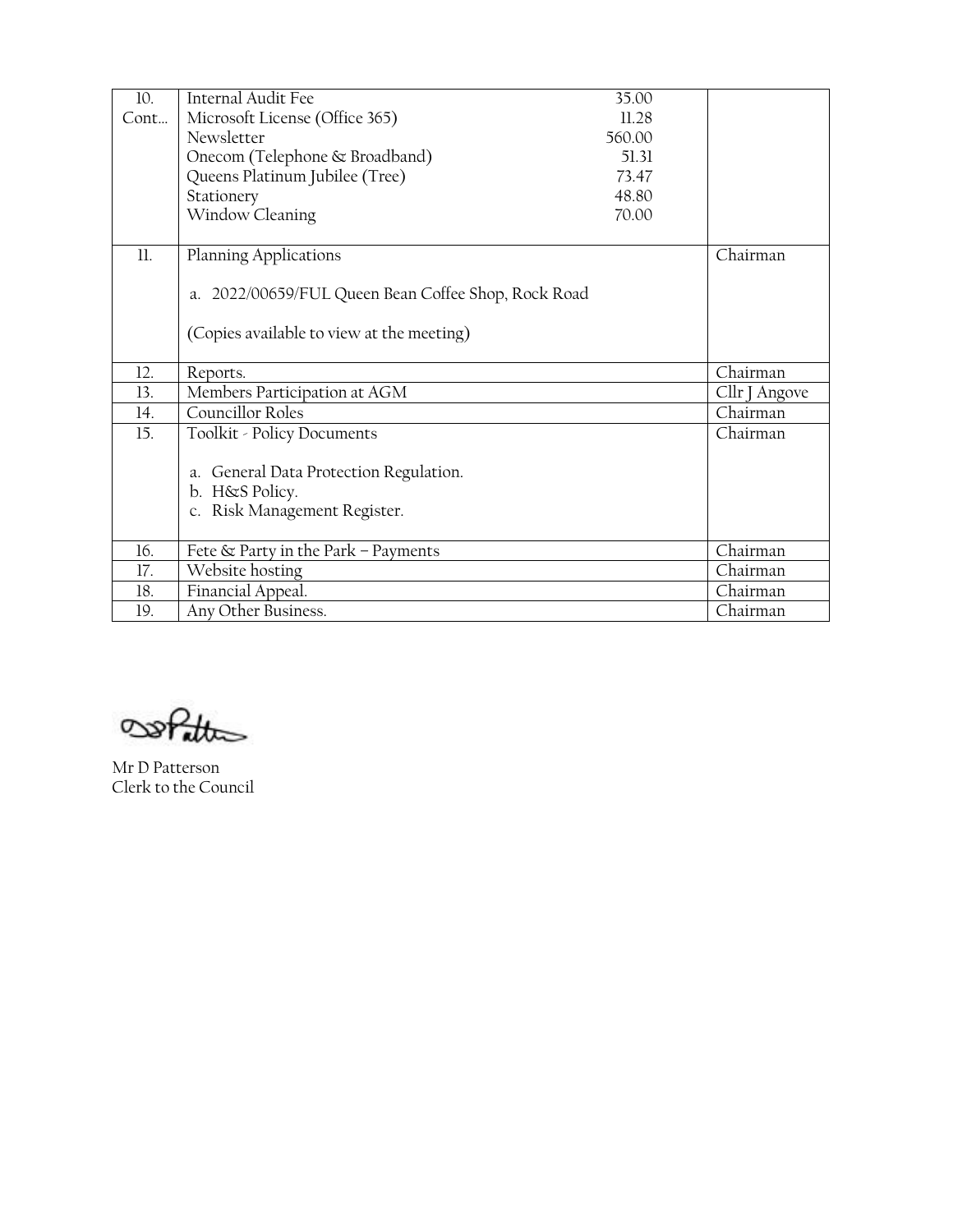| | | |
|---|---|---|
| 10. Cont… | Internal Audit Fee 35.00<br>Microsoft License (Office 365) 11.28<br>Newsletter 560.00<br>Onecom (Telephone & Broadband) 51.31<br>Queens Platinum Jubilee (Tree) 73.47<br>Stationery 48.80<br>Window Cleaning 70.00 | |
| 11. | Planning Applications<br><br>a. 2022/00659/FUL Queen Bean Coffee Shop, Rock Road<br><br>(Copies available to view at the meeting) | Chairman |
| 12. | Reports. | Chairman |
| 13. | Members Participation at AGM | Cllr J Angove |
| 14. | Councillor Roles | Chairman |
| 15. | Toolkit - Policy Documents<br><br>a. General Data Protection Regulation.<br>b. H&S Policy.<br>c. Risk Management Register. | Chairman |
| 16. | Fete & Party in the Park – Payments | Chairman |
| 17. | Website hosting | Chairman |
| 18. | Financial Appeal. | Chairman |
| 19. | Any Other Business. | Chairman |

Mr D Patterson
Clerk to the Council